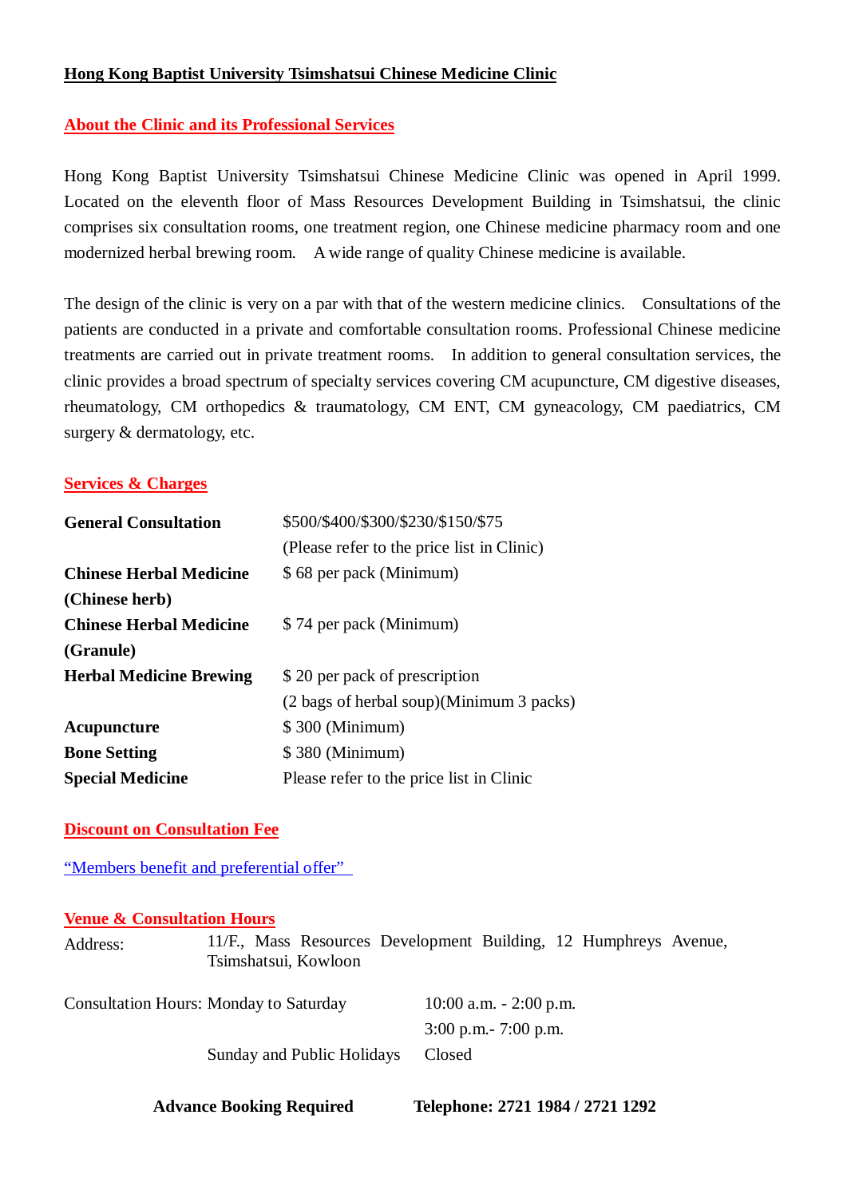# Hong Kong Baptist University Tsimshatsui Chinese Medicine Clinic

## About the Clinic and its Professional Services

Hong Kong Baptist University Tsimshatsui Chinese Medicine Clinic was opened in April 1999. Located on the eleventh floor of Mass Resources Development Building in Tsimshatsui, the clinic comprises six consultation rooms, one treatment region, one Chinese medicine pharmacy room and one modernized herbal brewing room. A wide range of quality Chinese medicine is available.

The design of the clinic is very on a par with that of the western medicine clinics. Consultations of the patients are conducted in a private and comfortable consultation rooms. Professional Chinese medicine treatments are carried out in private treatment rooms. In addition to general consultation services, the clinic provides a broad spectrum of specialty services covering CM acupuncture, CM digestive diseases, rheumatology, CM orthopedics & traumatology, CM ENT, CM gyneacology, CM paediatrics, CM surgery & dermatology, etc.

## Services & Charges

| Service | Charge |
|---|---|
| **General Consultation** | $500/$400/$300/$230/$150/$75 (Please refer to the price list in Clinic) |
| **Chinese Herbal Medicine (Chinese herb)** | $ 68 per pack (Minimum) |
| **Chinese Herbal Medicine (Granule)** | $ 74 per pack (Minimum) |
| **Herbal Medicine Brewing** | $ 20 per pack of prescription (2 bags of herbal soup)(Minimum 3 packs) |
| **Acupuncture** | $ 300 (Minimum) |
| **Bone Setting** | $ 380 (Minimum) |
| **Special Medicine** | Please refer to the price list in Clinic |

## Discount on Consultation Fee

"Members benefit and preferential offer"

## Venue & Consultation Hours

Address: 11/F., Mass Resources Development Building, 12 Humphreys Avenue, Tsimshatsui, Kowloon

| Consultation Hours: | | |
|---|---|---|
| | Monday to Saturday | 10:00 a.m. - 2:00 p.m. |
| | | 3:00 p.m.- 7:00 p.m. |
| | Sunday and Public Holidays | Closed |

**Advance Booking Required** **Telephone: 2721 1984 / 2721 1292**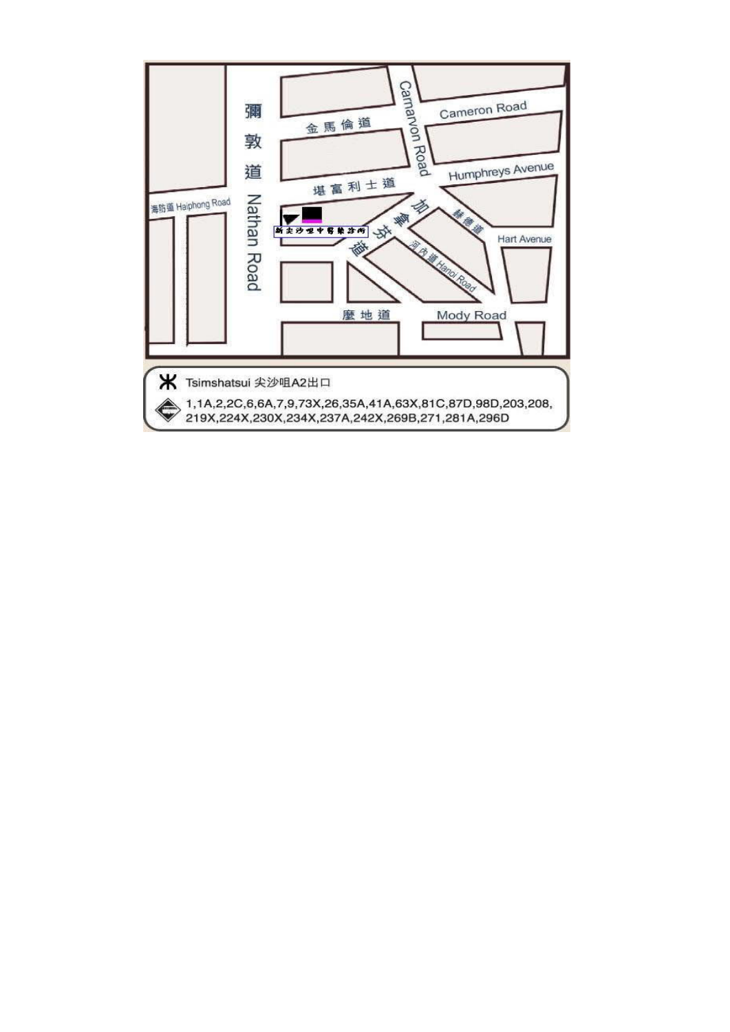彌敦道 Nathan Road

金馬倫道

Carnarvon Road

Cameron Road

Humphreys Avenue

堪富利士道

海防道 Haiphong Road

加拿芬道

赫德道

Hart Avenue

新尖沙咀中醫針灸診所

河內道 Hanoi Road

麼地道

Mody Road

Tsimshatsui 尖沙咀A2出口

1,1A,2,2C,6,6A,7,9,73X,26,35A,41A,63X,81C,87D,98D,203,208,
219X,224X,230X,234X,237A,242X,269B,271,281A,296D